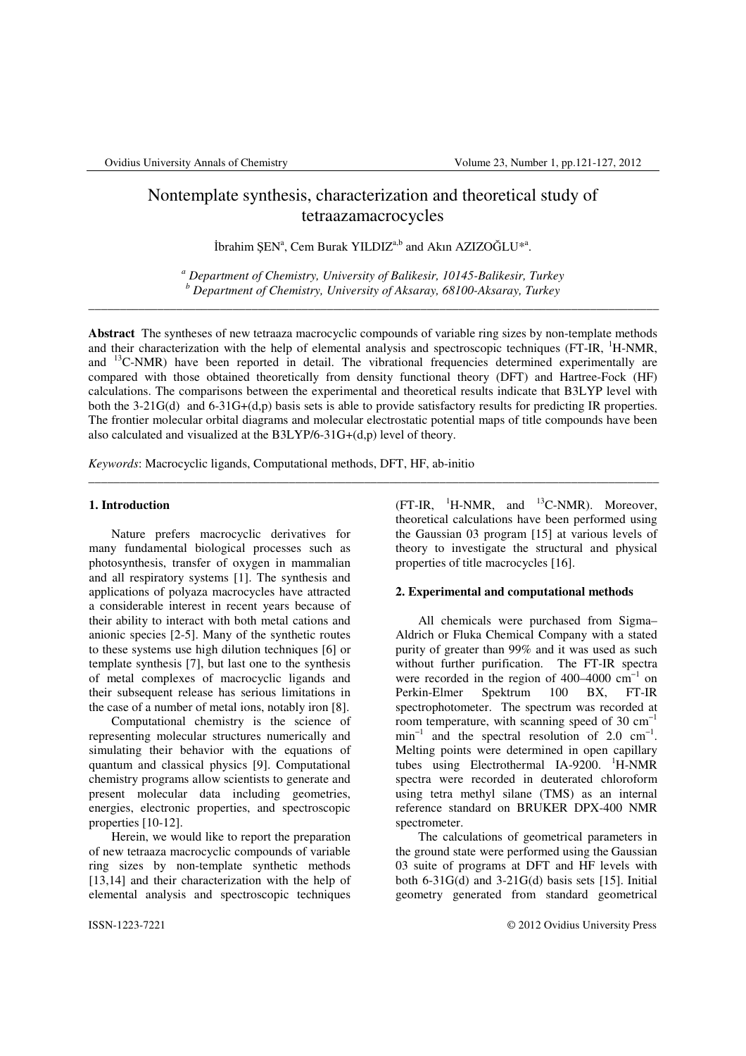# Nontemplate synthesis, characterization and theoretical study of tetraazamacrocycles

İbrahim ŞEN[a], Cem Burak YILDIZ[a,b] and Akın AZIZOĞLU*[a].

[a] *Department of Chemistry, University of Balikesir, 10145-Balikesir, Turkey*
[b] *Department of Chemistry, University of Aksaray, 68100-Aksaray, Turkey*

---

**Abstract** The syntheses of new tetraaza macrocyclic compounds of variable ring sizes by non-template methods and their characterization with the help of elemental analysis and spectroscopic techniques (FT-IR, $^{1}$H-NMR, and $^{13}$C-NMR) have been reported in detail. The vibrational frequencies determined experimentally are compared with those obtained theoretically from density functional theory (DFT) and Hartree-Fock (HF) calculations. The comparisons between the experimental and theoretical results indicate that B3LYP level with both the 3-21G(d) and 6-31G+(d,p) basis sets is able to provide satisfactory results for predicting IR properties. The frontier molecular orbital diagrams and molecular electrostatic potential maps of title compounds have been also calculated and visualized at the B3LYP/6-31G+(d,p) level of theory.

*Keywords*: Macrocyclic ligands, Computational methods, DFT, HF, ab-initio

---

## 1. Introduction

Nature prefers macrocyclic derivatives for many fundamental biological processes such as photosynthesis, transfer of oxygen in mammalian and all respiratory systems [1]. The synthesis and applications of polyaza macrocycles have attracted a considerable interest in recent years because of their ability to interact with both metal cations and anionic species [2-5]. Many of the synthetic routes to these systems use high dilution techniques [6] or template synthesis [7], but last one to the synthesis of metal complexes of macrocyclic ligands and their subsequent release has serious limitations in the case of a number of metal ions, notably iron [8].

Computational chemistry is the science of representing molecular structures numerically and simulating their behavior with the equations of quantum and classical physics [9]. Computational chemistry programs allow scientists to generate and present molecular data including geometries, energies, electronic properties, and spectroscopic properties [10-12].

Herein, we would like to report the preparation of new tetraaza macrocyclic compounds of variable ring sizes by non-template synthetic methods [13,14] and their characterization with the help of elemental analysis and spectroscopic techniques (FT-IR, $^{1}$H-NMR, and $^{13}$C-NMR). Moreover, theoretical calculations have been performed using the Gaussian 03 program [15] at various levels of theory to investigate the structural and physical properties of title macrocycles [16].

## 2. Experimental and computational methods

All chemicals were purchased from Sigma–Aldrich or Fluka Chemical Company with a stated purity of greater than 99% and it was used as such without further purification. The FT-IR spectra were recorded in the region of 400–4000 cm$^{-1}$ on Perkin-Elmer Spektrum 100 BX, FT-IR spectrophotometer. The spectrum was recorded at room temperature, with scanning speed of 30 cm$^{-1}$ min$^{-1}$ and the spectral resolution of 2.0 cm$^{-1}$. Melting points were determined in open capillary tubes using Electrothermal IA-9200. $^{1}$H-NMR spectra were recorded in deuterated chloroform using tetra methyl silane (TMS) as an internal reference standard on BRUKER DPX-400 NMR spectrometer.

The calculations of geometrical parameters in the ground state were performed using the Gaussian 03 suite of programs at DFT and HF levels with both 6-31G(d) and 3-21G(d) basis sets [15]. Initial geometry generated from standard geometrical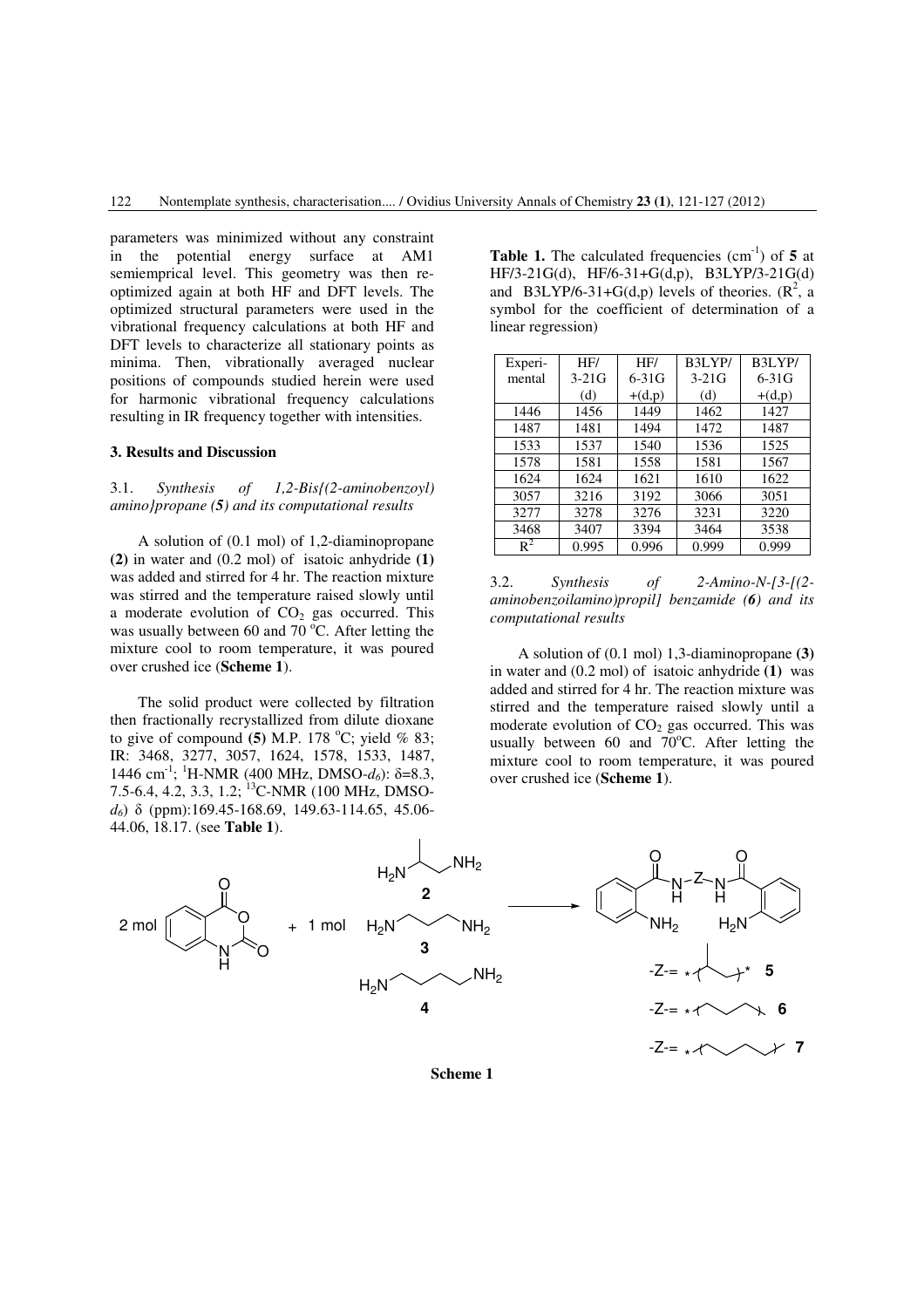parameters was minimized without any constraint in the potential energy surface at AM1 semiemprical level. This geometry was then re-optimized again at both HF and DFT levels. The optimized structural parameters were used in the vibrational frequency calculations at both HF and DFT levels to characterize all stationary points as minima. Then, vibrationally averaged nuclear positions of compounds studied herein were used for harmonic vibrational frequency calculations resulting in IR frequency together with intensities.

### 3. Results and Discussion

#### 3.1. *Synthesis of 1,2-Bis{(2-aminobenzoyl) amino}propane (**5**) and its computational results*

A solution of (0.1 mol) of 1,2-diaminopropane **(2)** in water and (0.2 mol) of isatoic anhydride **(1)** was added and stirred for 4 hr. The reaction mixture was stirred and the temperature raised slowly until a moderate evolution of $CO_2$ gas occurred. This was usually between 60 and 70 °C. After letting the mixture cool to room temperature, it was poured over crushed ice (**Scheme 1**).

The solid product were collected by filtration then fractionally recrystallized from dilute dioxane to give of compound **(5)** M.P. 178 °C; yield % 83; IR: 3468, 3277, 3057, 1624, 1578, 1533, 1487, 1446 $cm^{-1}$; $^1$H-NMR (400 MHz, DMSO-$d_6$): δ=8.3, 7.5-6.4, 4.2, 3.3, 1.2; $^{13}$C-NMR (100 MHz, DMSO-$d_6$) δ (ppm):169.45-168.69, 149.63-114.65, 45.06-44.06, 18.17. (see **Table 1**).

**Table 1.** The calculated frequencies ($cm^{-1}$) of **5** at HF/3-21G(d), HF/6-31+G(d,p), B3LYP/3-21G(d) and B3LYP/6-31+G(d,p) levels of theories. ($R^2$, a symbol for the coefficient of determination of a linear regression)

| Experimental | HF/ 3-21G (d) | HF/ 6-31G +(d,p) | B3LYP/ 3-21G (d) | B3LYP/ 6-31G +(d,p) |
|---|---|---|---|---|
| 1446 | 1456 | 1449 | 1462 | 1427 |
| 1487 | 1481 | 1494 | 1472 | 1487 |
| 1533 | 1537 | 1540 | 1536 | 1525 |
| 1578 | 1581 | 1558 | 1581 | 1567 |
| 1624 | 1624 | 1621 | 1610 | 1622 |
| 3057 | 3216 | 3192 | 3066 | 3051 |
| 3277 | 3278 | 3276 | 3231 | 3220 |
| 3468 | 3407 | 3394 | 3464 | 3538 |
| $R^2$ | 0.995 | 0.996 | 0.999 | 0.999 |

#### 3.2. *Synthesis of 2-Amino-N-[3-[(2-aminobenzoilamino)propil] benzamide (**6**) and its computational results*

A solution of (0.1 mol) 1,3-diaminopropane **(3)** in water and (0.2 mol) of isatoic anhydride **(1)** was added and stirred for 4 hr. The reaction mixture was stirred and the temperature raised slowly until a moderate evolution of $CO_2$ gas occurred. This was usually between 60 and 70°C. After letting the mixture cool to room temperature, it was poured over crushed ice (**Scheme 1**).

**Scheme 1**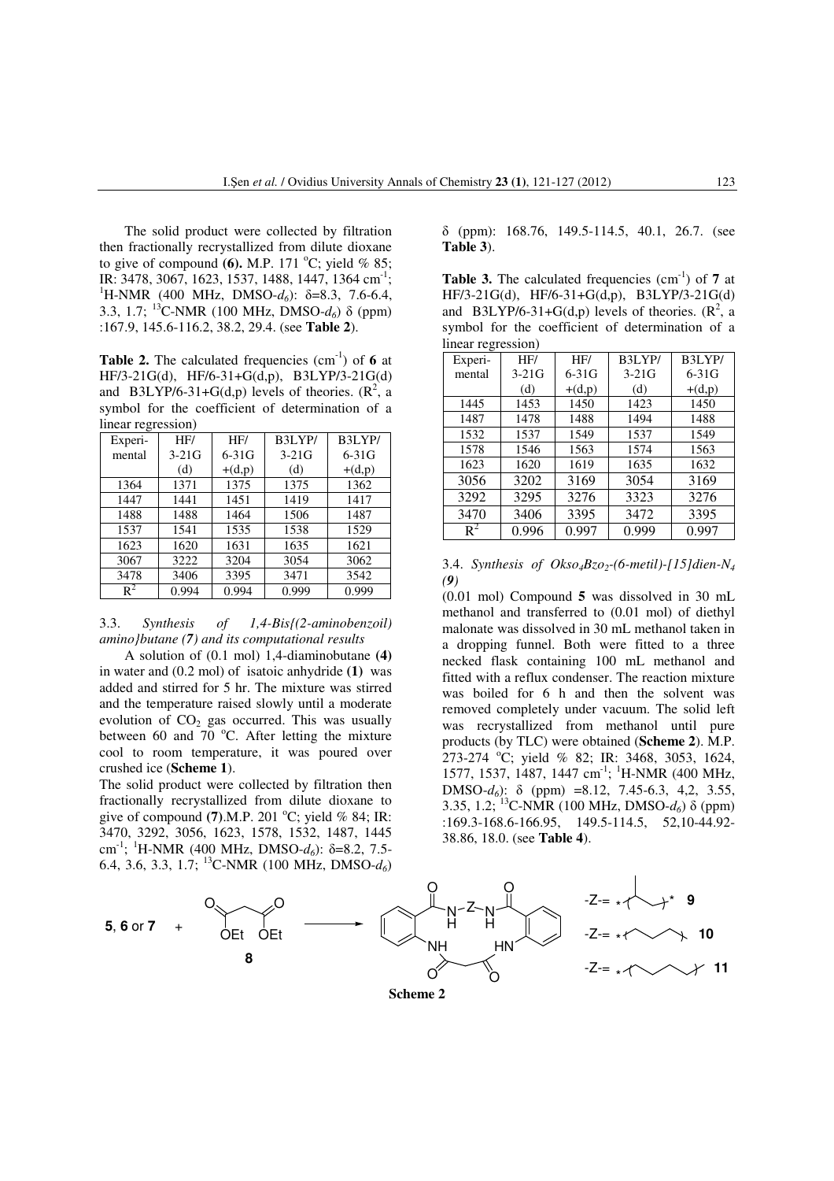The solid product were collected by filtration then fractionally recrystallized from dilute dioxane to give of compound **(6).** M.P. 171 °C; yield % 85; IR: 3478, 3067, 1623, 1537, 1488, 1447, 1364 cm$^{-1}$; $^{1}$H-NMR (400 MHz, DMSO-$d_6$): δ=8.3, 7.6-6.4, 3.3, 1.7; $^{13}$C-NMR (100 MHz, DMSO-$d_6$) δ (ppm) :167.9, 145.6-116.2, 38.2, 29.4. (see **Table 2**).

**Table 2.** The calculated frequencies (cm$^{-1}$) of **6** at HF/3-21G(d), HF/6-31+G(d,p), B3LYP/3-21G(d) and B3LYP/6-31+G(d,p) levels of theories. ($R^2$, a symbol for the coefficient of determination of a linear regression)

| Experi-mental | HF/ 3-21G (d) | HF/ 6-31G +(d,p) | B3LYP/ 3-21G (d) | B3LYP/ 6-31G +(d,p) |
|---|---|---|---|---|
| 1364 | 1371 | 1375 | 1375 | 1362 |
| 1447 | 1441 | 1451 | 1419 | 1417 |
| 1488 | 1488 | 1464 | 1506 | 1487 |
| 1537 | 1541 | 1535 | 1538 | 1529 |
| 1623 | 1620 | 1631 | 1635 | 1621 |
| 3067 | 3222 | 3204 | 3054 | 3062 |
| 3478 | 3406 | 3395 | 3471 | 3542 |
| $R^2$ | 0.994 | 0.994 | 0.999 | 0.999 |

### 3.3. *Synthesis of 1,4-Bis{(2-aminobenzoil) amino}butane (7) and its computational results*

A solution of (0.1 mol) 1,4-diaminobutane **(4)** in water and (0.2 mol) of isatoic anhydride **(1)** was added and stirred for 5 hr. The mixture was stirred and the temperature raised slowly until a moderate evolution of $CO_2$ gas occurred. This was usually between 60 and 70 °C. After letting the mixture cool to room temperature, it was poured over crushed ice (**Scheme 1**).

The solid product were collected by filtration then fractionally recrystallized from dilute dioxane to give of compound **(7)**.M.P. 201 °C; yield % 84; IR: 3470, 3292, 3056, 1623, 1578, 1532, 1487, 1445 cm$^{-1}$; $^{1}$H-NMR (400 MHz, DMSO-$d_6$): δ=8.2, 7.5-6.4, 3.6, 3.3, 1.7; $^{13}$C-NMR (100 MHz, DMSO-$d_6$) δ (ppm): 168.76, 149.5-114.5, 40.1, 26.7. (see **Table 3**).

**Table 3.** The calculated frequencies (cm$^{-1}$) of **7** at HF/3-21G(d), HF/6-31+G(d,p), B3LYP/3-21G(d) and B3LYP/6-31+G(d,p) levels of theories. ($R^2$, a symbol for the coefficient of determination of a linear regression)

| Experi-mental | HF/ 3-21G (d) | HF/ 6-31G +(d,p) | B3LYP/ 3-21G (d) | B3LYP/ 6-31G +(d,p) |
|---|---|---|---|---|
| 1445 | 1453 | 1450 | 1423 | 1450 |
| 1487 | 1478 | 1488 | 1494 | 1488 |
| 1532 | 1537 | 1549 | 1537 | 1549 |
| 1578 | 1546 | 1563 | 1574 | 1563 |
| 1623 | 1620 | 1619 | 1635 | 1632 |
| 3056 | 3202 | 3169 | 3054 | 3169 |
| 3292 | 3295 | 3276 | 3323 | 3276 |
| 3470 | 3406 | 3395 | 3472 | 3395 |
| $R^2$ | 0.996 | 0.997 | 0.999 | 0.997 |

### 3.4. *Synthesis of Okso$_4$Bzo$_2$-(6-metil)-[15]dien-N$_4$ (9)*

(0.01 mol) Compound **5** was dissolved in 30 mL methanol and transferred to (0.01 mol) of diethyl malonate was dissolved in 30 mL methanol taken in a dropping funnel. Both were fitted to a three necked flask containing 100 mL methanol and fitted with a reflux condenser. The reaction mixture was boiled for 6 h and then the solvent was removed completely under vacuum. The solid left was recrystallized from methanol until pure products (by TLC) were obtained (**Scheme 2**). M.P. 273-274 °C; yield % 82; IR: 3468, 3053, 1624, 1577, 1537, 1487, 1447 cm$^{-1}$; $^{1}$H-NMR (400 MHz, DMSO-$d_6$): δ (ppm) =8.12, 7.45-6.3, 4,2, 3.55, 3.35, 1.2; $^{13}$C-NMR (100 MHz, DMSO-$d_6$) δ (ppm) :169.3-168.6-166.95, 149.5-114.5, 52,10-44.92-38.86, 18.0. (see **Table 4**).

**Scheme 2**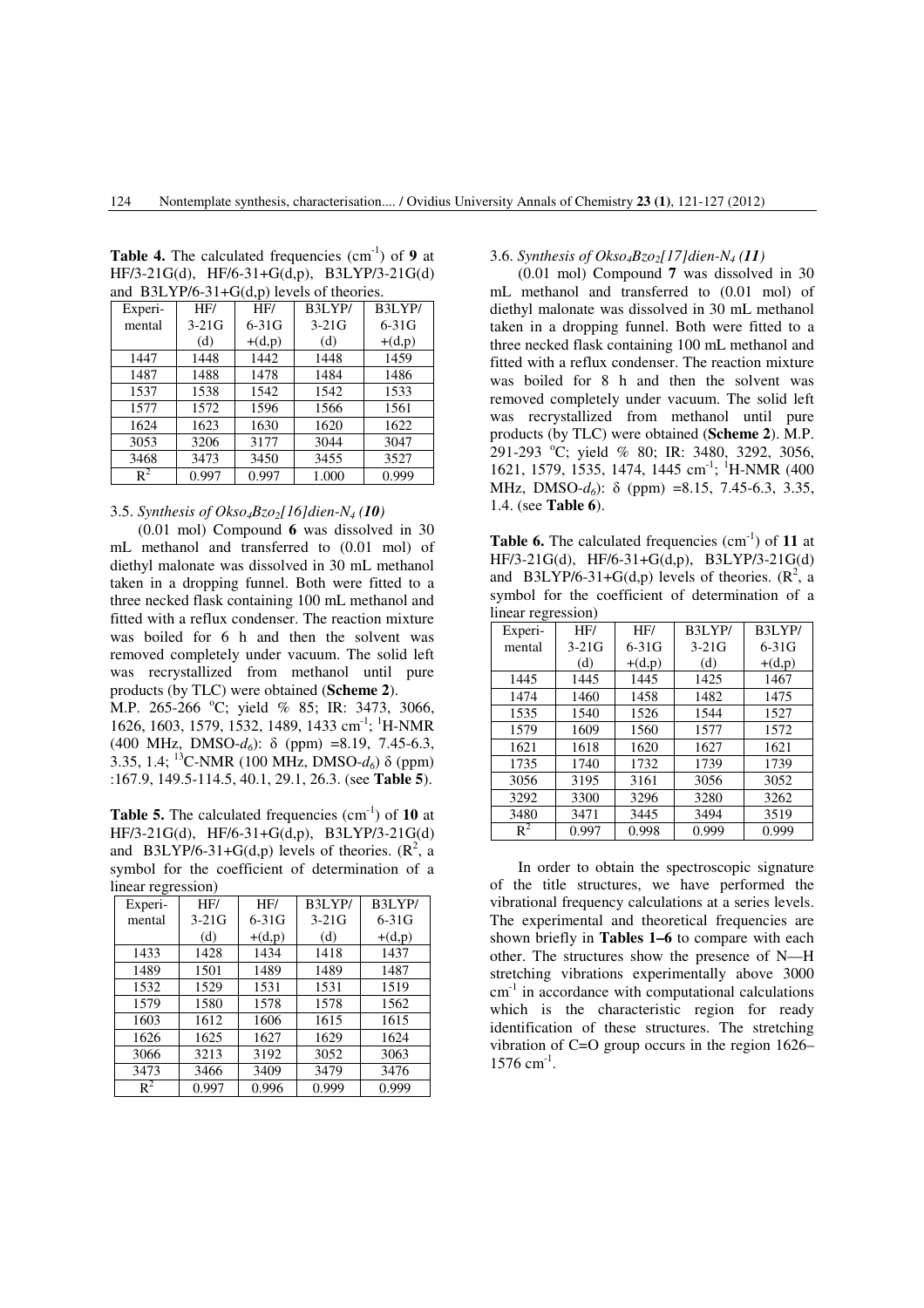**Table 4.** The calculated frequencies (cm$^{-1}$) of **9** at HF/3-21G(d), HF/6-31+G(d,p), B3LYP/3-21G(d) and B3LYP/6-31+G(d,p) levels of theories.

| Experi-mental | HF/ 3-21G (d) | HF/ 6-31G +(d,p) | B3LYP/ 3-21G (d) | B3LYP/ 6-31G +(d,p) |
|---|---|---|---|---|
| 1447 | 1448 | 1442 | 1448 | 1459 |
| 1487 | 1488 | 1478 | 1484 | 1486 |
| 1537 | 1538 | 1542 | 1542 | 1533 |
| 1577 | 1572 | 1596 | 1566 | 1561 |
| 1624 | 1623 | 1630 | 1620 | 1622 |
| 3053 | 3206 | 3177 | 3044 | 3047 |
| 3468 | 3473 | 3450 | 3455 | 3527 |
| $R^2$ | 0.997 | 0.997 | 1.000 | 0.999 |

### 3.5. *Synthesis of Okso$_4$Bzo$_2$[16]dien-N$_4$ (**10**)*

(0.01 mol) Compound **6** was dissolved in 30 mL methanol and transferred to (0.01 mol) of diethyl malonate was dissolved in 30 mL methanol taken in a dropping funnel. Both were fitted to a three necked flask containing 100 mL methanol and fitted with a reflux condenser. The reaction mixture was boiled for 6 h and then the solvent was removed completely under vacuum. The solid left was recrystallized from methanol until pure products (by TLC) were obtained (**Scheme 2**).

M.P. 265-266 °C; yield % 85; IR: 3473, 3066, 1626, 1603, 1579, 1532, 1489, 1433 cm$^{-1}$; $^{1}$H-NMR (400 MHz, DMSO-$d_6$): δ (ppm) =8.19, 7.45-6.3, 3.35, 1.4; $^{13}$C-NMR (100 MHz, DMSO-$d_6$) δ (ppm) :167.9, 149.5-114.5, 40.1, 29.1, 26.3. (see **Table 5**).

**Table 5.** The calculated frequencies (cm$^{-1}$) of **10** at HF/3-21G(d), HF/6-31+G(d,p), B3LYP/3-21G(d) and B3LYP/6-31+G(d,p) levels of theories. ($R^2$, a symbol for the coefficient of determination of a linear regression)

| Experi-mental | HF/ 3-21G (d) | HF/ 6-31G +(d,p) | B3LYP/ 3-21G (d) | B3LYP/ 6-31G +(d,p) |
|---|---|---|---|---|
| 1433 | 1428 | 1434 | 1418 | 1437 |
| 1489 | 1501 | 1489 | 1489 | 1487 |
| 1532 | 1529 | 1531 | 1531 | 1519 |
| 1579 | 1580 | 1578 | 1578 | 1562 |
| 1603 | 1612 | 1606 | 1615 | 1615 |
| 1626 | 1625 | 1627 | 1629 | 1624 |
| 3066 | 3213 | 3192 | 3052 | 3063 |
| 3473 | 3466 | 3409 | 3479 | 3476 |
| $R^2$ | 0.997 | 0.996 | 0.999 | 0.999 |

### 3.6. *Synthesis of Okso$_4$Bzo$_2$[17]dien-N$_4$ (**11**)*

(0.01 mol) Compound **7** was dissolved in 30 mL methanol and transferred to (0.01 mol) of diethyl malonate was dissolved in 30 mL methanol taken in a dropping funnel. Both were fitted to a three necked flask containing 100 mL methanol and fitted with a reflux condenser. The reaction mixture was boiled for 8 h and then the solvent was removed completely under vacuum. The solid left was recrystallized from methanol until pure products (by TLC) were obtained (**Scheme 2**). M.P. 291-293 °C; yield % 80; IR: 3480, 3292, 3056, 1621, 1579, 1535, 1474, 1445 cm$^{-1}$; $^{1}$H-NMR (400 MHz, DMSO-$d_6$): δ (ppm) =8.15, 7.45-6.3, 3.35, 1.4. (see **Table 6**).

**Table 6.** The calculated frequencies (cm$^{-1}$) of **11** at HF/3-21G(d), HF/6-31+G(d,p), B3LYP/3-21G(d) and B3LYP/6-31+G(d,p) levels of theories. ($R^2$, a symbol for the coefficient of determination of a linear regression)

| Experi-mental | HF/ 3-21G (d) | HF/ 6-31G +(d,p) | B3LYP/ 3-21G (d) | B3LYP/ 6-31G +(d,p) |
|---|---|---|---|---|
| 1445 | 1445 | 1445 | 1425 | 1467 |
| 1474 | 1460 | 1458 | 1482 | 1475 |
| 1535 | 1540 | 1526 | 1544 | 1527 |
| 1579 | 1609 | 1560 | 1577 | 1572 |
| 1621 | 1618 | 1620 | 1627 | 1621 |
| 1735 | 1740 | 1732 | 1739 | 1739 |
| 3056 | 3195 | 3161 | 3056 | 3052 |
| 3292 | 3300 | 3296 | 3280 | 3262 |
| 3480 | 3471 | 3445 | 3494 | 3519 |
| $R^2$ | 0.997 | 0.998 | 0.999 | 0.999 |

In order to obtain the spectroscopic signature of the title structures, we have performed the vibrational frequency calculations at a series levels. The experimental and theoretical frequencies are shown briefly in **Tables 1–6** to compare with each other. The structures show the presence of N—H stretching vibrations experimentally above 3000 cm$^{-1}$ in accordance with computational calculations which is the characteristic region for ready identification of these structures. The stretching vibration of C=O group occurs in the region 1626–1576 cm$^{-1}$.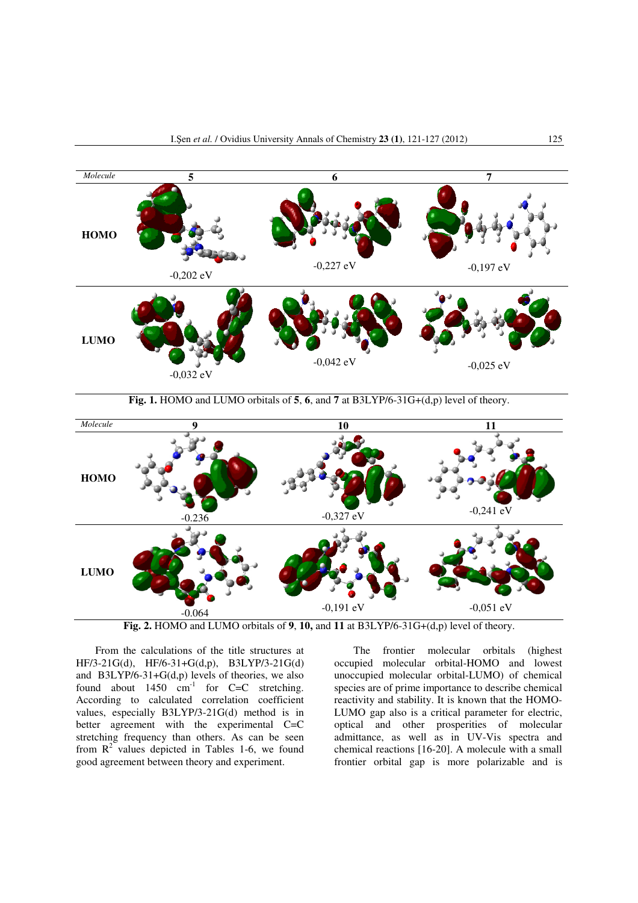| Molecule | 5 | 6 | 7 |
|---|---|---|---|
| HOMO | -0,202 eV | -0,227 eV | -0,197 eV |
| LUMO | -0,032 eV | -0,042 eV | -0,025 eV |

**Fig. 1.** HOMO and LUMO orbitals of **5**, **6**, and **7** at B3LYP/6-31G+(d,p) level of theory.

| Molecule | 9 | 10 | 11 |
|---|---|---|---|
| HOMO | -0.236 | -0,327 eV | -0,241 eV |
| LUMO | -0.064 | -0,191 eV | -0,051 eV |

**Fig. 2.** HOMO and LUMO orbitals of **9**, **10,** and **11** at B3LYP/6-31G+(d,p) level of theory.

From the calculations of the title structures at HF/3-21G(d), HF/6-31+G(d,p), B3LYP/3-21G(d) and B3LYP/6-31+G(d,p) levels of theories, we also found about 1450 $cm^{-1}$ for C=C stretching. According to calculated correlation coefficient values, especially B3LYP/3-21G(d) method is in better agreement with the experimental C=C stretching frequency than others. As can be seen from $R^2$ values depicted in Tables 1-6, we found good agreement between theory and experiment.

The frontier molecular orbitals (highest occupied molecular orbital-HOMO and lowest unoccupied molecular orbital-LUMO) of chemical species are of prime importance to describe chemical reactivity and stability. It is known that the HOMO-LUMO gap also is a critical parameter for electric, optical and other prosperities of molecular admittance, as well as in UV-Vis spectra and chemical reactions [16-20]. A molecule with a small frontier orbital gap is more polarizable and is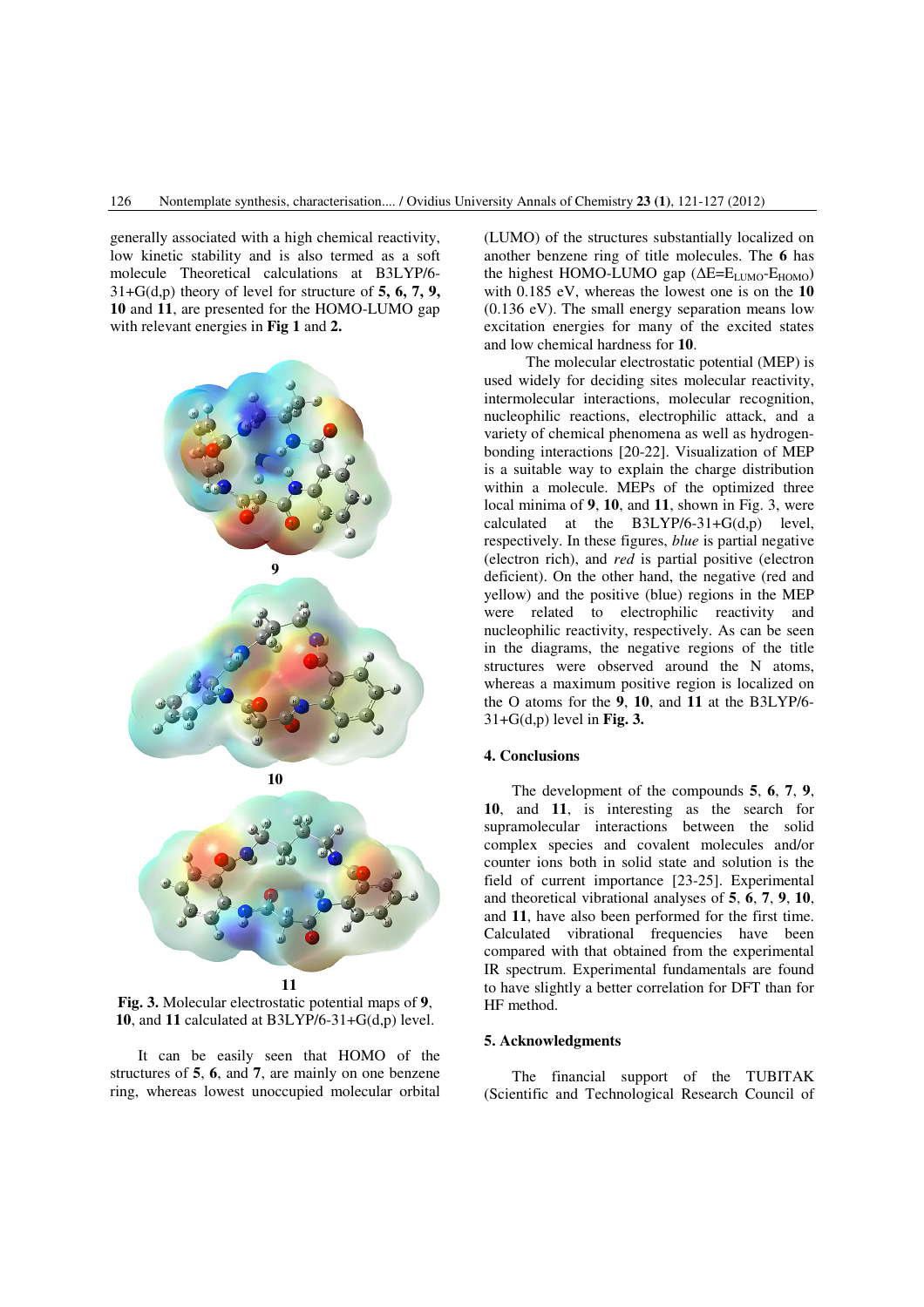generally associated with a high chemical reactivity, low kinetic stability and is also termed as a soft molecule Theoretical calculations at B3LYP/6-31+G(d,p) theory of level for structure of **5, 6, 7, 9, 10** and **11**, are presented for the HOMO-LUMO gap with relevant energies in **Fig 1** and **2.**

**9**

**10**

**11**

**Fig. 3.** Molecular electrostatic potential maps of **9**, **10**, and **11** calculated at B3LYP/6-31+G(d,p) level.

It can be easily seen that HOMO of the structures of **5**, **6**, and **7**, are mainly on one benzene ring, whereas lowest unoccupied molecular orbital (LUMO) of the structures substantially localized on another benzene ring of title molecules. The **6** has the highest HOMO-LUMO gap ($\Delta E = E_{LUMO} - E_{HOMO}$) with 0.185 eV, whereas the lowest one is on the **10** (0.136 eV). The small energy separation means low excitation energies for many of the excited states and low chemical hardness for **10**.

The molecular electrostatic potential (MEP) is used widely for deciding sites molecular reactivity, intermolecular interactions, molecular recognition, nucleophilic reactions, electrophilic attack, and a variety of chemical phenomena as well as hydrogen-bonding interactions [20-22]. Visualization of MEP is a suitable way to explain the charge distribution within a molecule. MEPs of the optimized three local minima of **9**, **10**, and **11**, shown in Fig. 3, were calculated at the B3LYP/6-31+G(d,p) level, respectively. In these figures, *blue* is partial negative (electron rich), and *red* is partial positive (electron deficient). On the other hand, the negative (red and yellow) and the positive (blue) regions in the MEP were related to electrophilic reactivity and nucleophilic reactivity, respectively. As can be seen in the diagrams, the negative regions of the title structures were observed around the N atoms, whereas a maximum positive region is localized on the O atoms for the **9**, **10**, and **11** at the B3LYP/6-31+G(d,p) level in **Fig. 3.**

## 4. Conclusions

The development of the compounds **5**, **6**, **7**, **9**, **10**, and **11**, is interesting as the search for supramolecular interactions between the solid complex species and covalent molecules and/or counter ions both in solid state and solution is the field of current importance [23-25]. Experimental and theoretical vibrational analyses of **5**, **6**, **7**, **9**, **10**, and **11**, have also been performed for the first time. Calculated vibrational frequencies have been compared with that obtained from the experimental IR spectrum. Experimental fundamentals are found to have slightly a better correlation for DFT than for HF method.

## 5. Acknowledgments

The financial support of the TUBITAK (Scientific and Technological Research Council of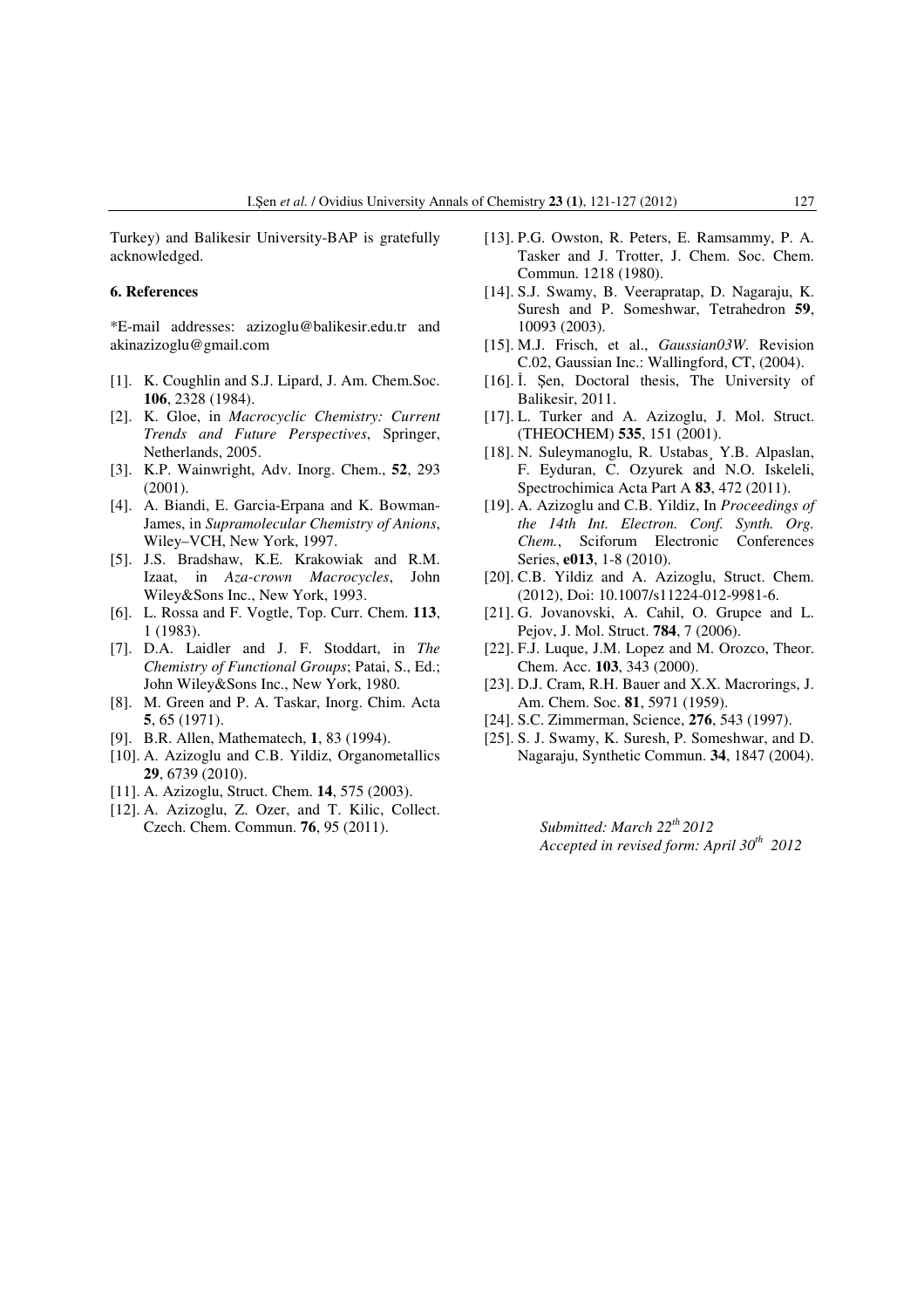Turkey) and Balikesir University-BAP is gratefully acknowledged.

### 6. References

*E-mail addresses: azizoglu@balikesir.edu.tr and akinazizoglu@gmail.com

[1]. K. Coughlin and S.J. Lipard, J. Am. Chem.Soc. **106**, 2328 (1984).

[2]. K. Gloe, in *Macrocyclic Chemistry: Current Trends and Future Perspectives*, Springer, Netherlands, 2005.

[3]. K.P. Wainwright, Adv. Inorg. Chem., **52**, 293 (2001).

[4]. A. Biandi, E. Garcia-Erpana and K. Bowman-James, in *Supramolecular Chemistry of Anions*, Wiley–VCH, New York, 1997.

[5]. J.S. Bradshaw, K.E. Krakowiak and R.M. Izaat, in *Aza-crown Macrocycles*, John Wiley&Sons Inc., New York, 1993.

[6]. L. Rossa and F. Vogtle, Top. Curr. Chem. **113**, 1 (1983).

[7]. D.A. Laidler and J. F. Stoddart, in *The Chemistry of Functional Groups*; Patai, S., Ed.; John Wiley&Sons Inc., New York, 1980.

[8]. M. Green and P. A. Taskar, Inorg. Chim. Acta **5**, 65 (1971).

[9]. B.R. Allen, Mathematech, **1**, 83 (1994).

[10]. A. Azizoglu and C.B. Yildiz, Organometallics **29**, 6739 (2010).

[11]. A. Azizoglu, Struct. Chem. **14**, 575 (2003).

[12]. A. Azizoglu, Z. Ozer, and T. Kilic, Collect. Czech. Chem. Commun. **76**, 95 (2011).

[13]. P.G. Owston, R. Peters, E. Ramsammy, P. A. Tasker and J. Trotter, J. Chem. Soc. Chem. Commun. 1218 (1980).

[14]. S.J. Swamy, B. Veerapratap, D. Nagaraju, K. Suresh and P. Someshwar, Tetrahedron **59**, 10093 (2003).

[15]. M.J. Frisch, et al., *Gaussian03W*. Revision C.02, Gaussian Inc.: Wallingford, CT, (2004).

[16]. İ. Şen, Doctoral thesis, The University of Balikesir, 2011.

[17]. L. Turker and A. Azizoglu, J. Mol. Struct. (THEOCHEM) **535**, 151 (2001).

[18]. N. Suleymanoglu, R. Ustabaş, Y.B. Alpaslan, F. Eyduran, C. Ozyurek and N.O. Iskeleli, Spectrochimica Acta Part A **83**, 472 (2011).

[19]. A. Azizoglu and C.B. Yildiz, In *Proceedings of the 14th Int. Electron. Conf. Synth. Org. Chem.*, Sciforum Electronic Conferences Series, **e013**, 1-8 (2010).

[20]. C.B. Yildiz and A. Azizoglu, Struct. Chem. (2012), Doi: 10.1007/s11224-012-9981-6.

[21]. G. Jovanovski, A. Cahil, O. Grupce and L. Pejov, J. Mol. Struct. **784**, 7 (2006).

[22]. F.J. Luque, J.M. Lopez and M. Orozco, Theor. Chem. Acc. **103**, 343 (2000).

[23]. D.J. Cram, R.H. Bauer and X.X. Macrorings, J. Am. Chem. Soc. **81**, 5971 (1959).

[24]. S.C. Zimmerman, Science, **276**, 543 (1997).

[25]. S. J. Swamy, K. Suresh, P. Someshwar, and D. Nagaraju, Synthetic Commun. **34**, 1847 (2004).

*Submitted: March 22th 2012*
*Accepted in revised form: April 30th 2012*